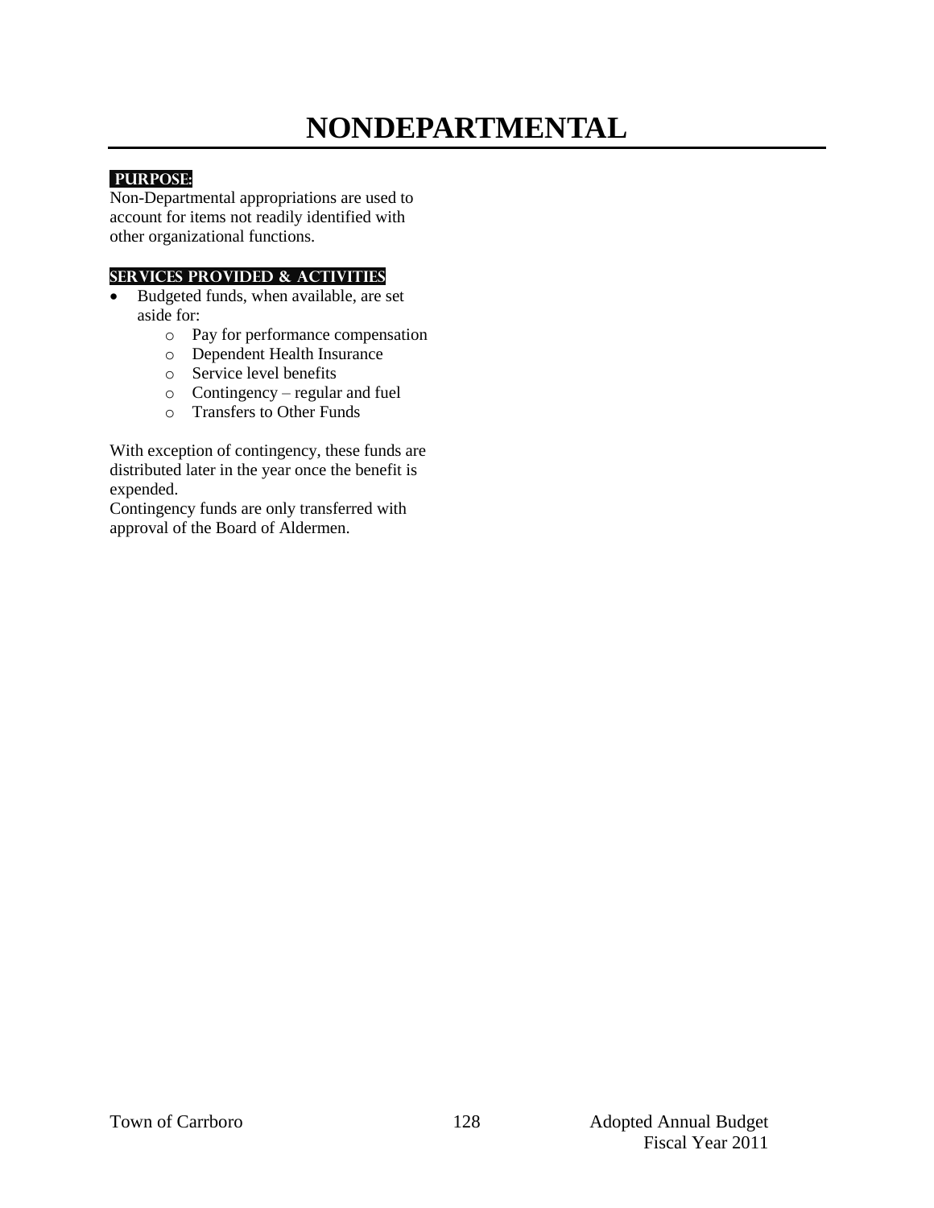# NONDEPARTMENTAL

**PURPOSE:**

Non-Departmental appropriations are used to account for items not readily identified with other organizational functions.

**SERVICES PROVIDED & ACTIVITIES**

- Budgeted funds, when available, are set aside for:
  - Pay for performance compensation
  - Dependent Health Insurance
  - Service level benefits
  - Contingency – regular and fuel
  - Transfers to Other Funds

With exception of contingency, these funds are distributed later in the year once the benefit is expended.

Contingency funds are only transferred with approval of the Board of Aldermen.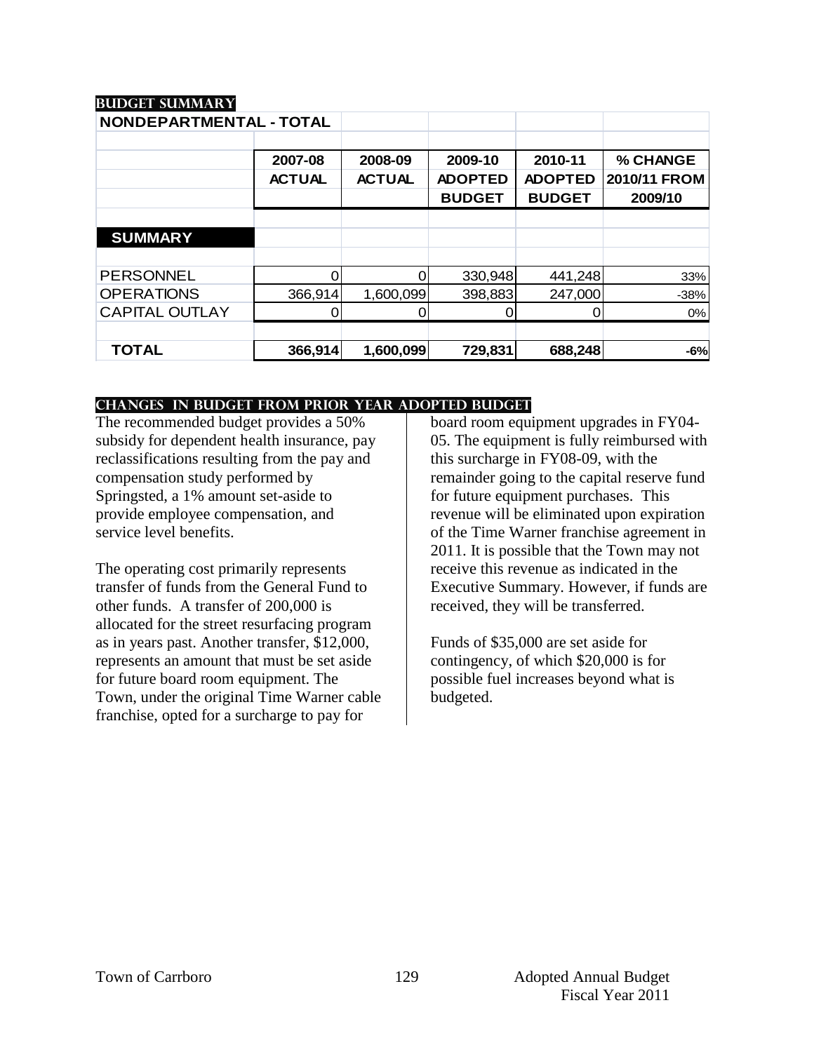## BUDGET SUMMARY

| NONDEPARTMENTAL - TOTAL | 2007-08 ACTUAL | 2008-09 ACTUAL | 2009-10 ADOPTED BUDGET | 2010-11 ADOPTED BUDGET | % CHANGE 2010/11 FROM 2009/10 |
|---|---|---|---|---|---|
| **SUMMARY** | | | | | |
| PERSONNEL | 0 | 0 | 330,948 | 441,248 | 33% |
| OPERATIONS | 366,914 | 1,600,099 | 398,883 | 247,000 | -38% |
| CAPITAL OUTLAY | 0 | 0 | 0 | 0 | 0% |
| **TOTAL** | **366,914** | **1,600,099** | **729,831** | **688,248** | **-6%** |

## CHANGES IN BUDGET FROM PRIOR YEAR ADOPTED BUDGET

The recommended budget provides a 50% subsidy for dependent health insurance, pay reclassifications resulting from the pay and compensation study performed by Springsted, a 1% amount set-aside to provide employee compensation, and service level benefits.

The operating cost primarily represents transfer of funds from the General Fund to other funds. A transfer of 200,000 is allocated for the street resurfacing program as in years past. Another transfer, $12,000, represents an amount that must be set aside for future board room equipment. The Town, under the original Time Warner cable franchise, opted for a surcharge to pay for board room equipment upgrades in FY04-05. The equipment is fully reimbursed with this surcharge in FY08-09, with the remainder going to the capital reserve fund for future equipment purchases. This revenue will be eliminated upon expiration of the Time Warner franchise agreement in 2011. It is possible that the Town may not receive this revenue as indicated in the Executive Summary. However, if funds are received, they will be transferred.

Funds of $35,000 are set aside for contingency, of which $20,000 is for possible fuel increases beyond what is budgeted.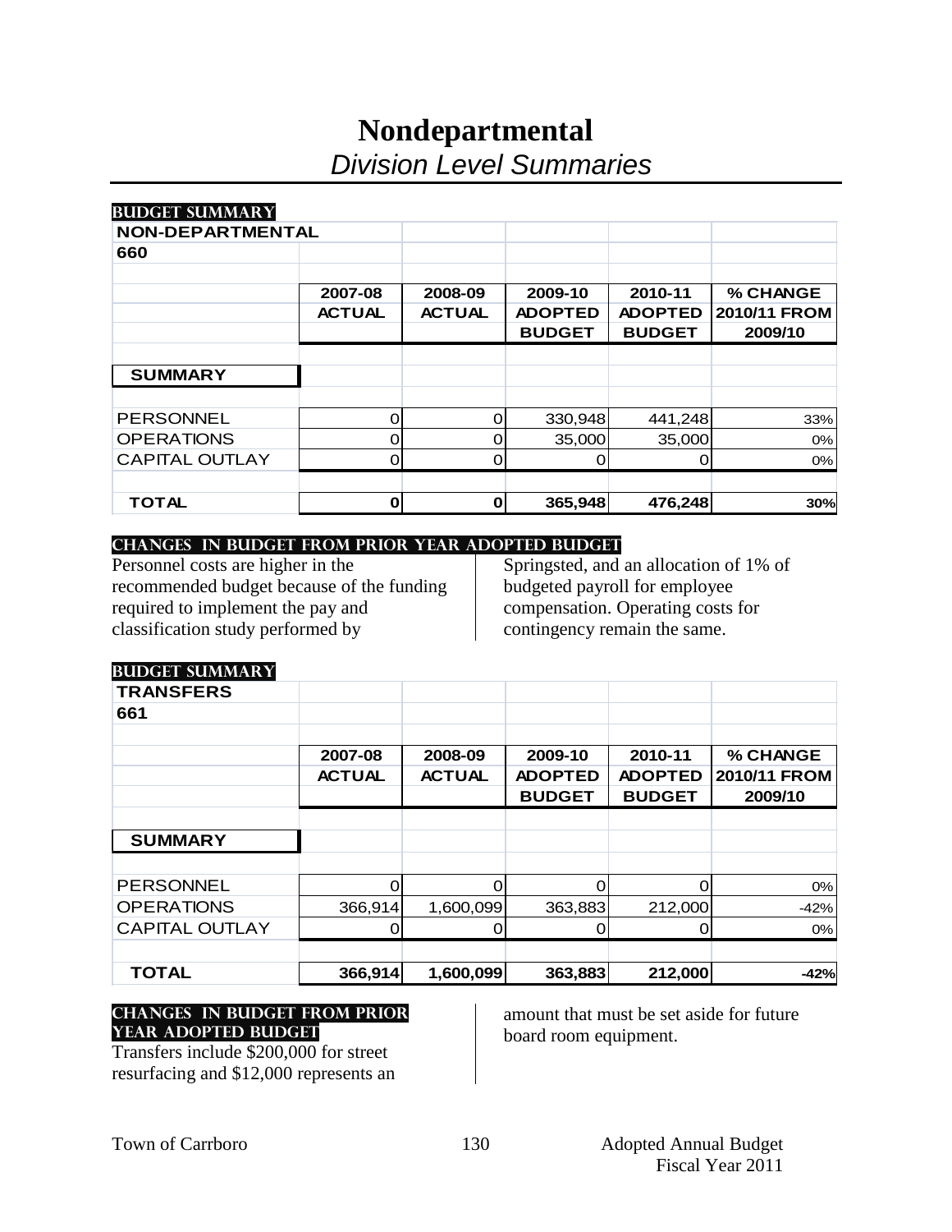# Nondepartmental

*Division Level Summaries*

**BUDGET SUMMARY**

| NON-DEPARTMENTAL 660 | 2007-08 ACTUAL | 2008-09 ACTUAL | 2009-10 ADOPTED BUDGET | 2010-11 ADOPTED BUDGET | % CHANGE 2010/11 FROM 2009/10 |
|---|---|---|---|---|---|
| **SUMMARY** | | | | | |
| PERSONNEL | 0 | 0 | 330,948 | 441,248 | 33% |
| OPERATIONS | 0 | 0 | 35,000 | 35,000 | 0% |
| CAPITAL OUTLAY | 0 | 0 | 0 | 0 | 0% |
| **TOTAL** | **0** | **0** | **365,948** | **476,248** | **30%** |

**CHANGES IN BUDGET FROM PRIOR YEAR ADOPTED BUDGET**

Personnel costs are higher in the recommended budget because of the funding required to implement the pay and classification study performed by Springsted, and an allocation of 1% of budgeted payroll for employee compensation. Operating costs for contingency remain the same.

**BUDGET SUMMARY**

| TRANSFERS 661 | 2007-08 ACTUAL | 2008-09 ACTUAL | 2009-10 ADOPTED BUDGET | 2010-11 ADOPTED BUDGET | % CHANGE 2010/11 FROM 2009/10 |
|---|---|---|---|---|---|
| **SUMMARY** | | | | | |
| PERSONNEL | 0 | 0 | 0 | 0 | 0% |
| OPERATIONS | 366,914 | 1,600,099 | 363,883 | 212,000 | -42% |
| CAPITAL OUTLAY | 0 | 0 | 0 | 0 | 0% |
| **TOTAL** | **366,914** | **1,600,099** | **363,883** | **212,000** | **-42%** |

**CHANGES IN BUDGET FROM PRIOR YEAR ADOPTED BUDGET**

Transfers include $200,000 for street resurfacing and $12,000 represents an amount that must be set aside for future board room equipment.